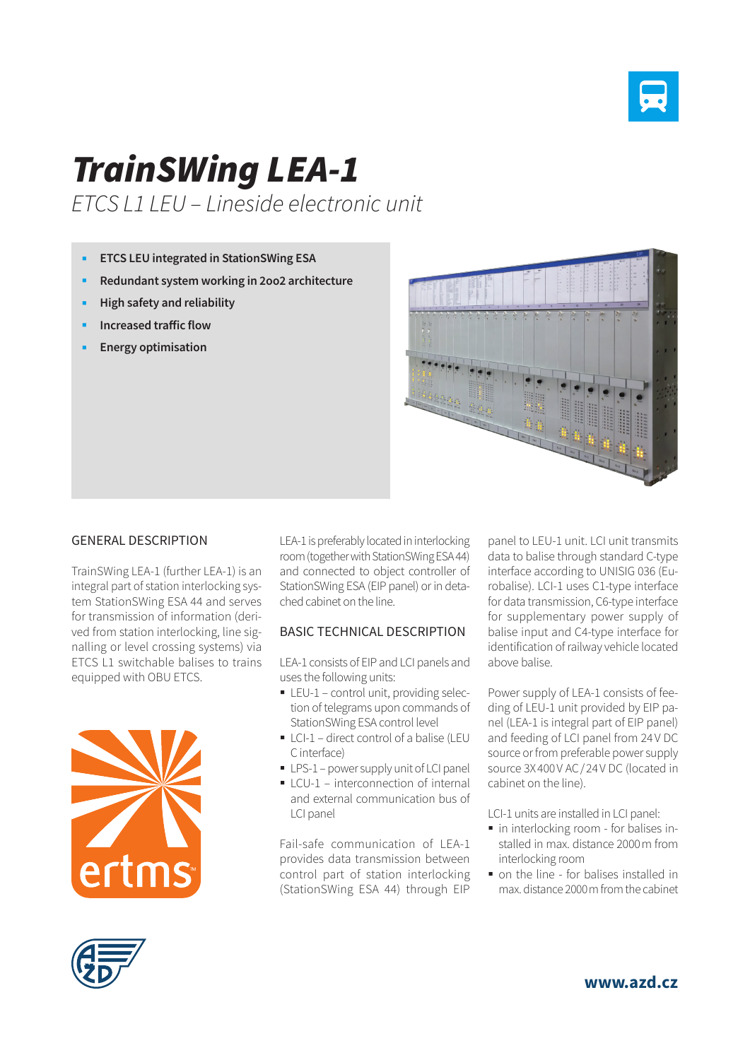# TrainSWing LEA-1

*ETCS L1 LEU – Lineside electronic unit*

- **ETCS LEU integrated in StationSWing ESA**
- **Redundant system working in 2oo2 architecture**
- **High safety and reliability**
- **Increased traffic flow**
- **Energy optimisation**

## GENERAL DESCRIPTION

TrainSWing LEA-1 (further LEA-1) is an integral part of station interlocking system StationSWing ESA 44 and serves for transmission of information (derived from station interlocking, line signalling or level crossing systems) via ETCS L1 switchable balises to trains equipped with OBU ETCS.

LEA-1 is preferably located in interlocking room (together with StationSWing ESA 44) and connected to object controller of StationSWing ESA (EIP panel) or in detached cabinet on the line.

## BASIC TECHNICAL DESCRIPTION

LEA-1 consists of EIP and LCI panels and uses the following units:

- LEU-1 – control unit, providing selection of telegrams upon commands of StationSWing ESA control level
- LCI-1 – direct control of a balise (LEU C interface)
- LPS-1 – power supply unit of LCI panel
- LCU-1 – interconnection of internal and external communication bus of LCI panel

Fail-safe communication of LEA-1 provides data transmission between control part of station interlocking (StationSWing ESA 44) through EIP panel to LEU-1 unit. LCI unit transmits data to balise through standard C-type interface according to UNISIG 036 (Eurobalise). LCI-1 uses C1-type interface for data transmission, C6-type interface for supplementary power supply of balise input and C4-type interface for identification of railway vehicle located above balise.

Power supply of LEA-1 consists of feeding of LEU-1 unit provided by EIP panel (LEA-1 is integral part of EIP panel) and feeding of LCI panel from 24 V DC source or from preferable power supply source 3X 400 V AC / 24 V DC (located in cabinet on the line).

LCI-1 units are installed in LCI panel:

- in interlocking room - for balises installed in max. distance 2000 m from interlocking room
- on the line - for balises installed in max. distance 2000 m from the cabinet

ertms™

www.azd.cz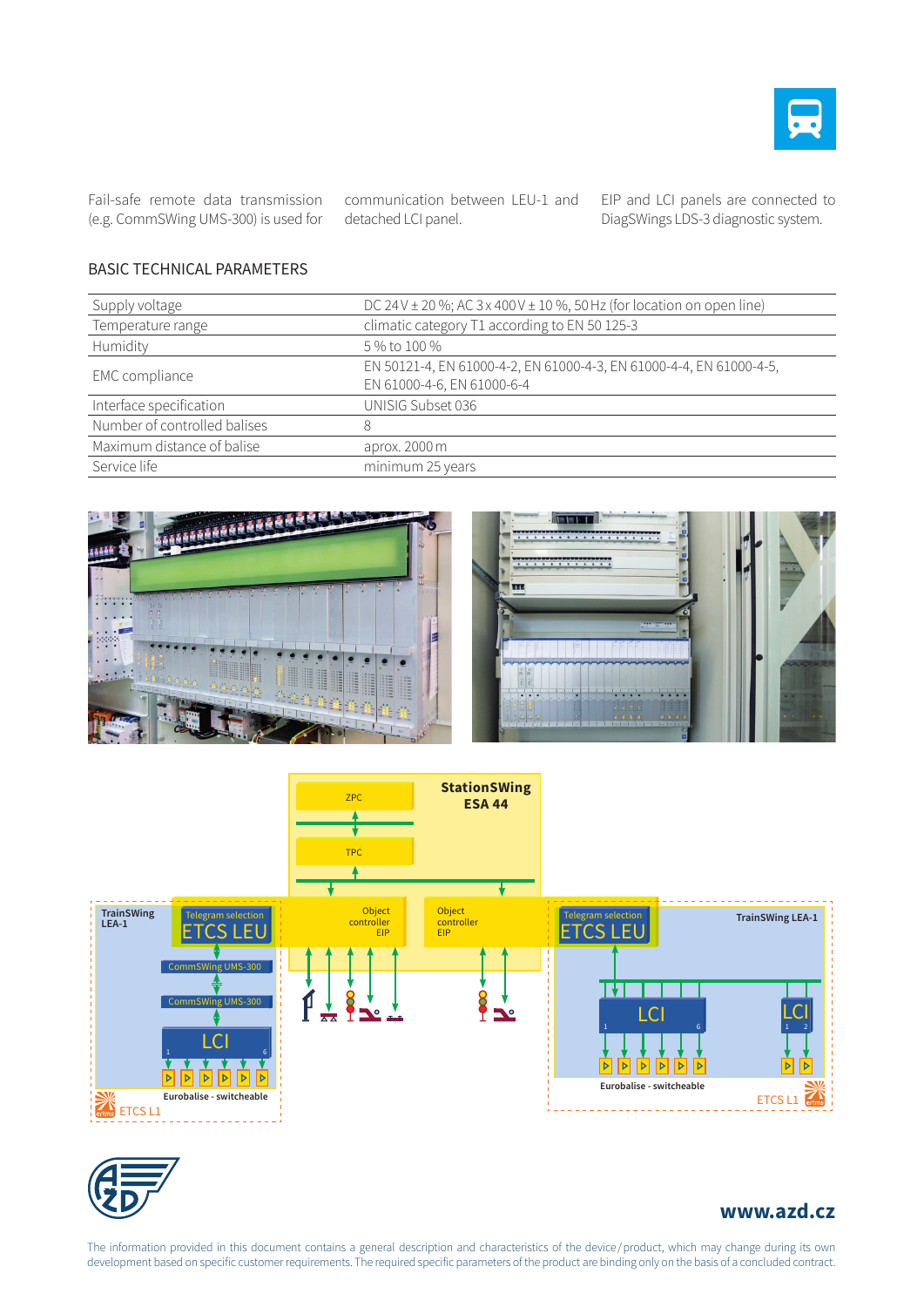Fail-safe remote data transmission (e.g. CommSWing UMS-300) is used for communication between LEU-1 and detached LCI panel.

EIP and LCI panels are connected to DiagSWings LDS-3 diagnostic system.

## BASIC TECHNICAL PARAMETERS

| | |
|---|---|
| Supply voltage | DC 24 V ± 20 %; AC 3 x 400 V ± 10 %, 50 Hz (for location on open line) |
| Temperature range | climatic category T1 according to EN 50 125-3 |
| Humidity | 5 % to 100 % |
| EMC compliance | EN 50121-4, EN 61000-4-2, EN 61000-4-3, EN 61000-4-4, EN 61000-4-5, EN 61000-4-6, EN 61000-6-4 |
| Interface specification | UNISIG Subset 036 |
| Number of controlled balises | 8 |
| Maximum distance of balise | aprox. 2000 m |
| Service life | minimum 25 years |

StationSWing ESA 44

ZPC

TPC

Object controller EIP

Object controller EIP

TrainSWing LEA-1

Telegram selection

ETCS LEU

CommSWing UMS-300

CommSWing UMS-300

LCI

Eurobalise - switcheable

ETCS L1

TrainSWing LEA-1

Telegram selection

ETCS LEU

LCI

LCI

Eurobalise - switcheable

ETCS L1

www.azd.cz

The information provided in this document contains a general description and characteristics of the device/product, which may change during its own development based on specific customer requirements. The required specific parameters of the product are binding only on the basis of a concluded contract.